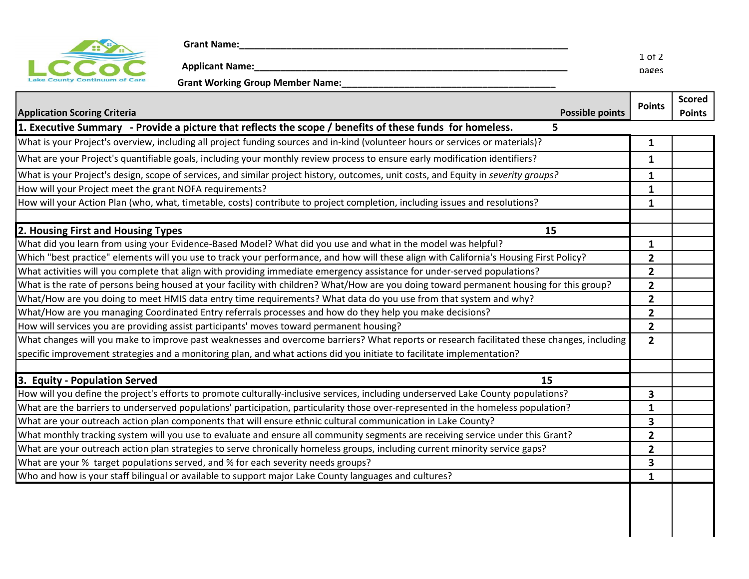Grant Name:_______________________________________________________________

Applicant Name:_______________________________________________________________

Grant Working Group Member Name:_________________________________________

| Application Scoring Criteria | Possible points | Points | Scored Points |
|---|---|---|---|
| **1. Executive Summary - Provide a picture that reflects the scope / benefits of these funds for homeless.** | **5** | | |
| What is your Project's overview, including all project funding sources and in-kind (volunteer hours or services or materials)? | | 1 | |
| What are your Project's quantifiable goals, including your monthly review process to ensure early modification identifiers? | | 1 | |
| What is your Project's design, scope of services, and similar project history, outcomes, unit costs, and Equity in *severity groups?* | | 1 | |
| How will your Project meet the grant NOFA requirements? | | 1 | |
| How will your Action Plan (who, what, timetable, costs) contribute to project completion, including issues and resolutions? | | 1 | |
| | | | |
| **2. Housing First and Housing Types** | **15** | | |
| What did you learn from using your Evidence-Based Model? What did you use and what in the model was helpful? | | 1 | |
| Which "best practice" elements will you use to track your performance, and how will these align with California's Housing First Policy? | | 2 | |
| What activities will you complete that align with providing immediate emergency assistance for under-served populations? | | 2 | |
| What is the rate of persons being housed at your facility with children? What/How are you doing toward permanent housing for this group? | | 2 | |
| What/How are you doing to meet HMIS data entry time requirements? What data do you use from that system and why? | | 2 | |
| What/How are you managing Coordinated Entry referrals processes and how do they help you make decisions? | | 2 | |
| How will services you are providing assist participants' moves toward permanent housing? | | 2 | |
| What changes will you make to improve past weaknesses and overcome barriers? What reports or research facilitated these changes, including specific improvement strategies and a monitoring plan, and what actions did you initiate to facilitate implementation? | | 2 | |
| | | | |
| **3. Equity - Population Served** | **15** | | |
| How will you define the project's efforts to promote culturally-inclusive services, including underserved Lake County populations? | | 3 | |
| What are the barriers to underserved populations' participation, particularity those over-represented in the homeless population? | | 1 | |
| What are your outreach action plan components that will ensure ethnic cultural communication in Lake County? | | 3 | |
| What monthly tracking system will you use to evaluate and ensure all community segments are receiving service under this Grant? | | 2 | |
| What are your outreach action plan strategies to serve chronically homeless groups, including current minority service gaps? | | 2 | |
| What are your % target populations served, and % for each severity needs groups? | | 3 | |
| Who and how is your staff bilingual or available to support major Lake County languages and cultures? | | 1 | |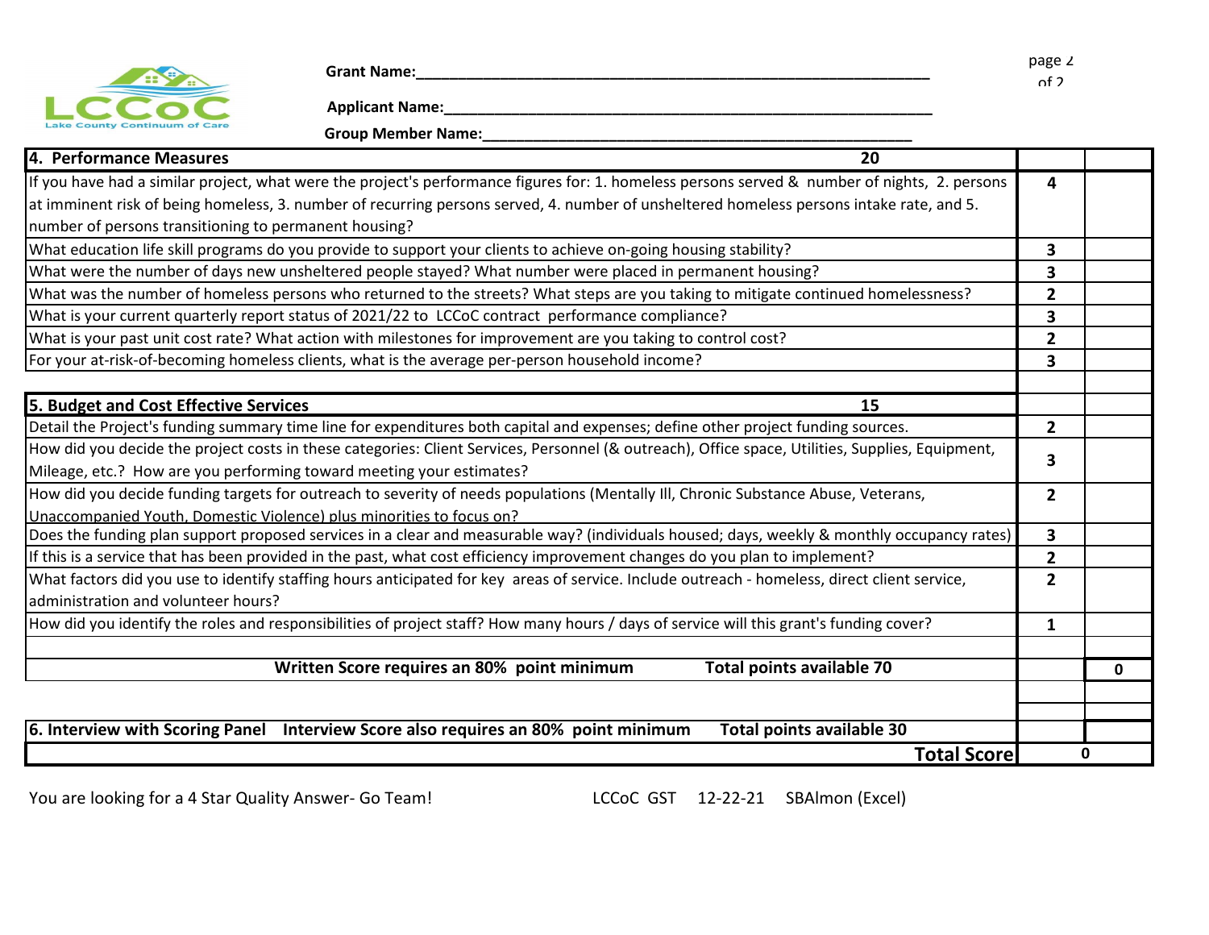**Grant Name:**\_\_\_\_\_\_\_\_\_\_\_\_\_\_\_\_\_\_\_\_\_\_\_\_\_\_\_\_\_\_\_\_\_\_\_\_\_\_\_\_\_\_\_\_\_\_\_\_\_\_\_\_\_\_\_\_\_\_\_\_

**Applicant Name:**\_\_\_\_\_\_\_\_\_\_\_\_\_\_\_\_\_\_\_\_\_\_\_\_\_\_\_\_\_\_\_\_\_\_\_\_\_\_\_\_\_\_\_\_\_\_\_\_\_\_\_\_\_\_\_\_\_\_

**Group Member Name:**\_\_\_\_\_\_\_\_\_\_\_\_\_\_\_\_\_\_\_\_\_\_\_\_\_\_\_\_\_\_\_\_\_\_\_\_\_\_\_\_\_\_\_\_\_\_\_\_\_\_\_

| | | | |
|---|---|---|---|
| **4. Performance Measures** | **20** | | |
| If you have had a similar project, what were the project's performance figures for: 1. homeless persons served & number of nights, 2. persons at imminent risk of being homeless, 3. number of recurring persons served, 4. number of unsheltered homeless persons intake rate, and 5. number of persons transitioning to permanent housing? | | **4** | |
| What education life skill programs do you provide to support your clients to achieve on-going housing stability? | | **3** | |
| What were the number of days new unsheltered people stayed? What number were placed in permanent housing? | | **3** | |
| What was the number of homeless persons who returned to the streets? What steps are you taking to mitigate continued homelessness? | | **2** | |
| What is your current quarterly report status of 2021/22 to LCCoC contract performance compliance? | | **3** | |
| What is your past unit cost rate? What action with milestones for improvement are you taking to control cost? | | **2** | |
| For your at-risk-of-becoming homeless clients, what is the average per-person household income? | | **3** | |
| | | | |
| **5. Budget and Cost Effective Services** | **15** | | |
| Detail the Project's funding summary time line for expenditures both capital and expenses; define other project funding sources. | | **2** | |
| How did you decide the project costs in these categories: Client Services, Personnel (& outreach), Office space, Utilities, Supplies, Equipment, Mileage, etc.? How are you performing toward meeting your estimates? | | **3** | |
| How did you decide funding targets for outreach to severity of needs populations (Mentally Ill, Chronic Substance Abuse, Veterans, Unaccompanied Youth, Domestic Violence) plus minorities to focus on? | | **2** | |
| Does the funding plan support proposed services in a clear and measurable way? (individuals housed; days, weekly & monthly occupancy rates) | | **3** | |
| If this is a service that has been provided in the past, what cost efficiency improvement changes do you plan to implement? | | **2** | |
| What factors did you use to identify staffing hours anticipated for key areas of service. Include outreach - homeless, direct client service, administration and volunteer hours? | | **2** | |
| How did you identify the roles and responsibilities of project staff? How many hours / days of service will this grant's funding cover? | | **1** | |
| | | | |
| **Written Score requires an 80% point minimum** | **Total points available 70** | | **0** |
| | | | |
| | | | |
| **6. Interview with Scoring Panel Interview Score also requires an 80% point minimum** | **Total points available 30** | | |
| | **Total Score** | **0** | |

You are looking for a 4 Star Quality Answer- Go Team!

LCCoC GST 12-22-21 SBAlmon (Excel)